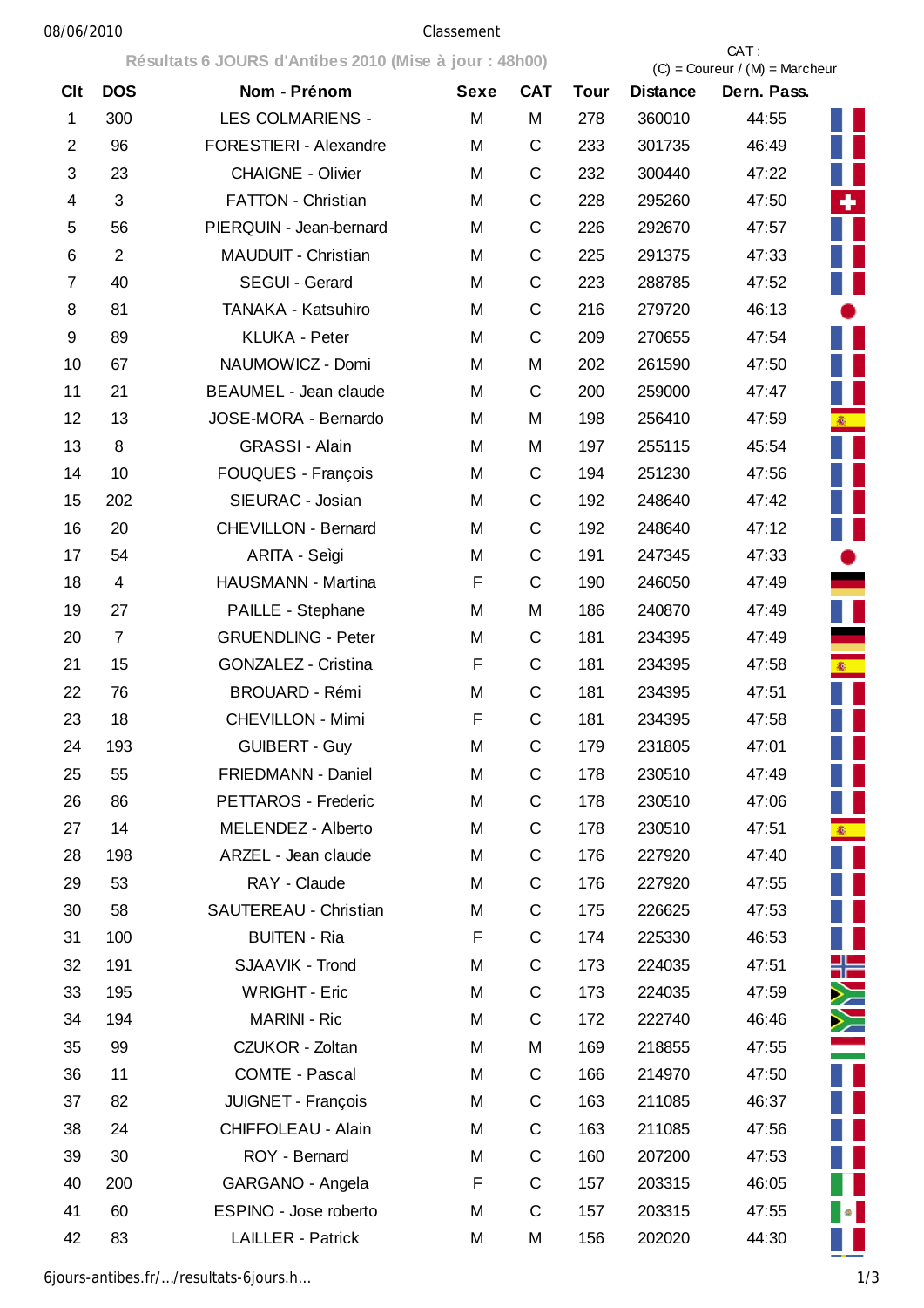Classement

Résultats 6 JOURS d'Antibes 2010 (Mise à jour : 48h00)

CAT : (C) = Coureur / (M) = Marcheur

| Clt | DOS | Nom - Prénom | Sexe | CAT | Tour | Distance | Dern. Pass. |
|---|---|---|---|---|---|---|---|
| 1 | 300 | LES COLMARIENS - | M | M | 278 | 360010 | 44:55 |
| 2 | 96 | FORESTIERI - Alexandre | M | C | 233 | 301735 | 46:49 |
| 3 | 23 | CHAIGNE - Olivier | M | C | 232 | 300440 | 47:22 |
| 4 | 3 | FATTON - Christian | M | C | 228 | 295260 | 47:50 |
| 5 | 56 | PIERQUIN - Jean-bernard | M | C | 226 | 292670 | 47:57 |
| 6 | 2 | MAUDUIT - Christian | M | C | 225 | 291375 | 47:33 |
| 7 | 40 | SEGUI - Gerard | M | C | 223 | 288785 | 47:52 |
| 8 | 81 | TANAKA - Katsuhiro | M | C | 216 | 279720 | 46:13 |
| 9 | 89 | KLUKA - Peter | M | C | 209 | 270655 | 47:54 |
| 10 | 67 | NAUMOWICZ - Domi | M | M | 202 | 261590 | 47:50 |
| 11 | 21 | BEAUMEL - Jean claude | M | C | 200 | 259000 | 47:47 |
| 12 | 13 | JOSE-MORA - Bernardo | M | M | 198 | 256410 | 47:59 |
| 13 | 8 | GRASSI - Alain | M | M | 197 | 255115 | 45:54 |
| 14 | 10 | FOUQUES - François | M | C | 194 | 251230 | 47:56 |
| 15 | 202 | SIEURAC - Josian | M | C | 192 | 248640 | 47:42 |
| 16 | 20 | CHEVILLON - Bernard | M | C | 192 | 248640 | 47:12 |
| 17 | 54 | ARITA - Seìgi | M | C | 191 | 247345 | 47:33 |
| 18 | 4 | HAUSMANN - Martina | F | C | 190 | 246050 | 47:49 |
| 19 | 27 | PAILLE - Stephane | M | M | 186 | 240870 | 47:49 |
| 20 | 7 | GRUENDLING - Peter | M | C | 181 | 234395 | 47:49 |
| 21 | 15 | GONZALEZ - Cristina | F | C | 181 | 234395 | 47:58 |
| 22 | 76 | BROUARD - Rémi | M | C | 181 | 234395 | 47:51 |
| 23 | 18 | CHEVILLON - Mimi | F | C | 181 | 234395 | 47:58 |
| 24 | 193 | GUIBERT - Guy | M | C | 179 | 231805 | 47:01 |
| 25 | 55 | FRIEDMANN - Daniel | M | C | 178 | 230510 | 47:49 |
| 26 | 86 | PETTAROS - Frederic | M | C | 178 | 230510 | 47:06 |
| 27 | 14 | MELENDEZ - Alberto | M | C | 178 | 230510 | 47:51 |
| 28 | 198 | ARZEL - Jean claude | M | C | 176 | 227920 | 47:40 |
| 29 | 53 | RAY - Claude | M | C | 176 | 227920 | 47:55 |
| 30 | 58 | SAUTEREAU - Christian | M | C | 175 | 226625 | 47:53 |
| 31 | 100 | BUITEN - Ria | F | C | 174 | 225330 | 46:53 |
| 32 | 191 | SJAAVIK - Trond | M | C | 173 | 224035 | 47:51 |
| 33 | 195 | WRIGHT - Eric | M | C | 173 | 224035 | 47:59 |
| 34 | 194 | MARINI - Ric | M | C | 172 | 222740 | 46:46 |
| 35 | 99 | CZUKOR - Zoltan | M | M | 169 | 218855 | 47:55 |
| 36 | 11 | COMTE - Pascal | M | C | 166 | 214970 | 47:50 |
| 37 | 82 | JUIGNET - François | M | C | 163 | 211085 | 46:37 |
| 38 | 24 | CHIFFOLEAU - Alain | M | C | 163 | 211085 | 47:56 |
| 39 | 30 | ROY - Bernard | M | C | 160 | 207200 | 47:53 |
| 40 | 200 | GARGANO - Angela | F | C | 157 | 203315 | 46:05 |
| 41 | 60 | ESPINO - Jose roberto | M | C | 157 | 203315 | 47:55 |
| 42 | 83 | LAILLER - Patrick | M | M | 156 | 202020 | 44:30 |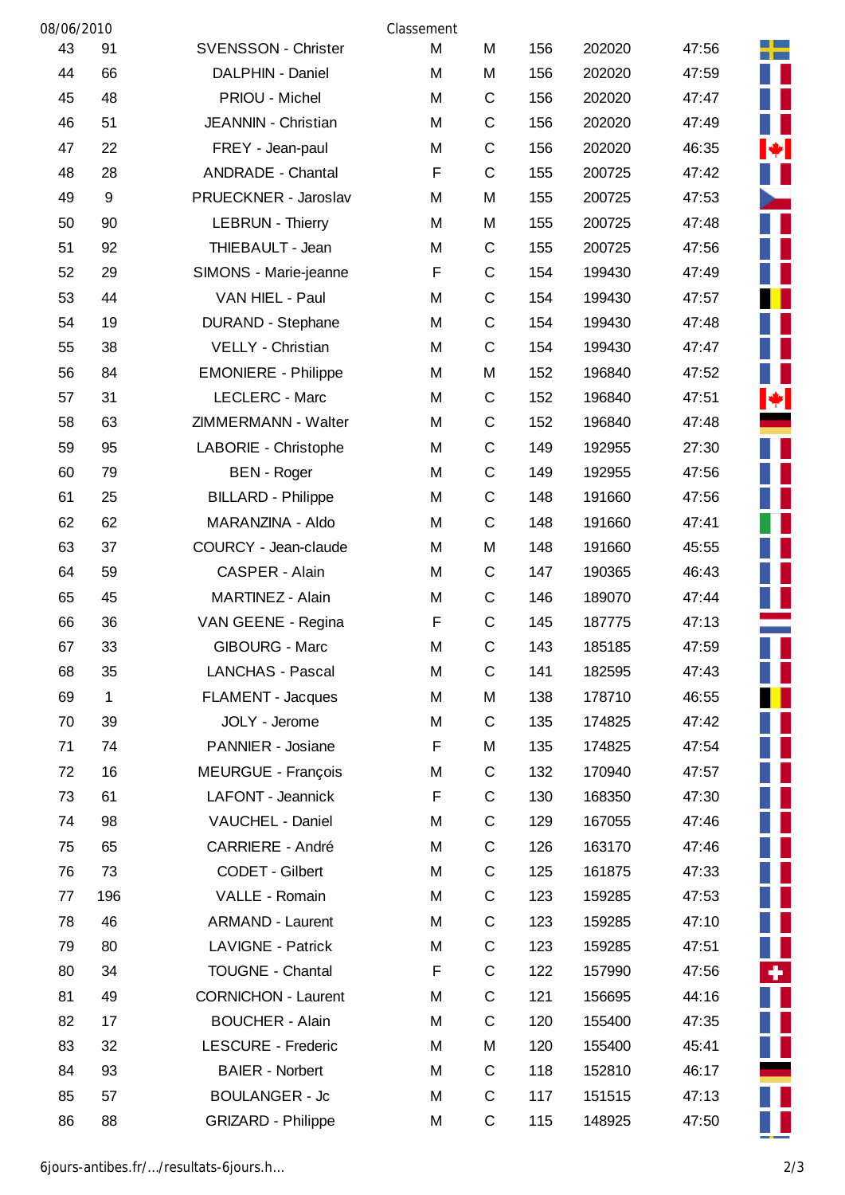08/06/2010 Classement

| | | | | | | | | |
|---|---|---|---|---|---|---|---|---|
| 43 | 91 | SVENSSON - Christer | M | M | 156 | 202020 | 47:56 | |
| 44 | 66 | DALPHIN - Daniel | M | M | 156 | 202020 | 47:59 | |
| 45 | 48 | PRIOU - Michel | M | C | 156 | 202020 | 47:47 | |
| 46 | 51 | JEANNIN - Christian | M | C | 156 | 202020 | 47:49 | |
| 47 | 22 | FREY - Jean-paul | M | C | 156 | 202020 | 46:35 | |
| 48 | 28 | ANDRADE - Chantal | F | C | 155 | 200725 | 47:42 | |
| 49 | 9 | PRUECKNER - Jaroslav | M | M | 155 | 200725 | 47:53 | |
| 50 | 90 | LEBRUN - Thierry | M | M | 155 | 200725 | 47:48 | |
| 51 | 92 | THIEBAULT - Jean | M | C | 155 | 200725 | 47:56 | |
| 52 | 29 | SIMONS - Marie-jeanne | F | C | 154 | 199430 | 47:49 | |
| 53 | 44 | VAN HIEL - Paul | M | C | 154 | 199430 | 47:57 | |
| 54 | 19 | DURAND - Stephane | M | C | 154 | 199430 | 47:48 | |
| 55 | 38 | VELLY - Christian | M | C | 154 | 199430 | 47:47 | |
| 56 | 84 | EMONIERE - Philippe | M | M | 152 | 196840 | 47:52 | |
| 57 | 31 | LECLERC - Marc | M | C | 152 | 196840 | 47:51 | |
| 58 | 63 | ZIMMERMANN - Walter | M | C | 152 | 196840 | 47:48 | |
| 59 | 95 | LABORIE - Christophe | M | C | 149 | 192955 | 27:30 | |
| 60 | 79 | BEN - Roger | M | C | 149 | 192955 | 47:56 | |
| 61 | 25 | BILLARD - Philippe | M | C | 148 | 191660 | 47:56 | |
| 62 | 62 | MARANZINA - Aldo | M | C | 148 | 191660 | 47:41 | |
| 63 | 37 | COURCY - Jean-claude | M | M | 148 | 191660 | 45:55 | |
| 64 | 59 | CASPER - Alain | M | C | 147 | 190365 | 46:43 | |
| 65 | 45 | MARTINEZ - Alain | M | C | 146 | 189070 | 47:44 | |
| 66 | 36 | VAN GEENE - Regina | F | C | 145 | 187775 | 47:13 | |
| 67 | 33 | GIBOURG - Marc | M | C | 143 | 185185 | 47:59 | |
| 68 | 35 | LANCHAS - Pascal | M | C | 141 | 182595 | 47:43 | |
| 69 | 1 | FLAMENT - Jacques | M | M | 138 | 178710 | 46:55 | |
| 70 | 39 | JOLY - Jerome | M | C | 135 | 174825 | 47:42 | |
| 71 | 74 | PANNIER - Josiane | F | M | 135 | 174825 | 47:54 | |
| 72 | 16 | MEURGUE - François | M | C | 132 | 170940 | 47:57 | |
| 73 | 61 | LAFONT - Jeannick | F | C | 130 | 168350 | 47:30 | |
| 74 | 98 | VAUCHEL - Daniel | M | C | 129 | 167055 | 47:46 | |
| 75 | 65 | CARRIERE - André | M | C | 126 | 163170 | 47:46 | |
| 76 | 73 | CODET - Gilbert | M | C | 125 | 161875 | 47:33 | |
| 77 | 196 | VALLE - Romain | M | C | 123 | 159285 | 47:53 | |
| 78 | 46 | ARMAND - Laurent | M | C | 123 | 159285 | 47:10 | |
| 79 | 80 | LAVIGNE - Patrick | M | C | 123 | 159285 | 47:51 | |
| 80 | 34 | TOUGNE - Chantal | F | C | 122 | 157990 | 47:56 | |
| 81 | 49 | CORNICHON - Laurent | M | C | 121 | 156695 | 44:16 | |
| 82 | 17 | BOUCHER - Alain | M | C | 120 | 155400 | 47:35 | |
| 83 | 32 | LESCURE - Frederic | M | M | 120 | 155400 | 45:41 | |
| 84 | 93 | BAIER - Norbert | M | C | 118 | 152810 | 46:17 | |
| 85 | 57 | BOULANGER - Jc | M | C | 117 | 151515 | 47:13 | |
| 86 | 88 | GRIZARD - Philippe | M | C | 115 | 148925 | 47:50 | |

6jours-antibes.fr/.../resultats-6jours.h...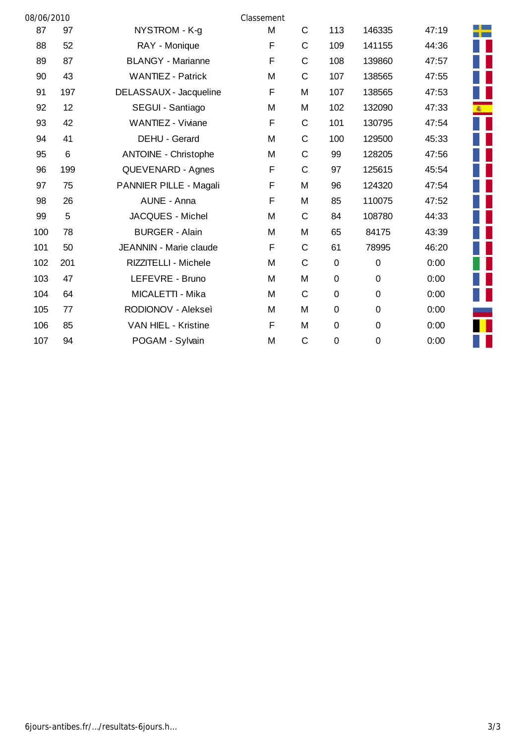| | | | | | | | | |
|---|---|---|---|---|---|---|---|---|
| 87 | 97 | NYSTROM - K-g | M | C | 113 | 146335 | 47:19 | |
| 88 | 52 | RAY - Monique | F | C | 109 | 141155 | 44:36 | |
| 89 | 87 | BLANGY - Marianne | F | C | 108 | 139860 | 47:57 | |
| 90 | 43 | WANTIEZ - Patrick | M | C | 107 | 138565 | 47:55 | |
| 91 | 197 | DELASSAUX - Jacqueline | F | M | 107 | 138565 | 47:53 | |
| 92 | 12 | SEGUI - Santiago | M | M | 102 | 132090 | 47:33 | |
| 93 | 42 | WANTIEZ - Viviane | F | C | 101 | 130795 | 47:54 | |
| 94 | 41 | DEHU - Gerard | M | C | 100 | 129500 | 45:33 | |
| 95 | 6 | ANTOINE - Christophe | M | C | 99 | 128205 | 47:56 | |
| 96 | 199 | QUEVENARD - Agnes | F | C | 97 | 125615 | 45:54 | |
| 97 | 75 | PANNIER PILLE - Magali | F | M | 96 | 124320 | 47:54 | |
| 98 | 26 | AUNE - Anna | F | M | 85 | 110075 | 47:52 | |
| 99 | 5 | JACQUES - Michel | M | C | 84 | 108780 | 44:33 | |
| 100 | 78 | BURGER - Alain | M | M | 65 | 84175 | 43:39 | |
| 101 | 50 | JEANNIN - Marie claude | F | C | 61 | 78995 | 46:20 | |
| 102 | 201 | RIZZITELLI - Michele | M | C | 0 | 0 | 0:00 | |
| 103 | 47 | LEFEVRE - Bruno | M | M | 0 | 0 | 0:00 | |
| 104 | 64 | MICALETTI - Mika | M | C | 0 | 0 | 0:00 | |
| 105 | 77 | RODIONOV - Alekseì | M | M | 0 | 0 | 0:00 | |
| 106 | 85 | VAN HIEL - Kristine | F | M | 0 | 0 | 0:00 | |
| 107 | 94 | POGAM - Sylvain | M | C | 0 | 0 | 0:00 | |